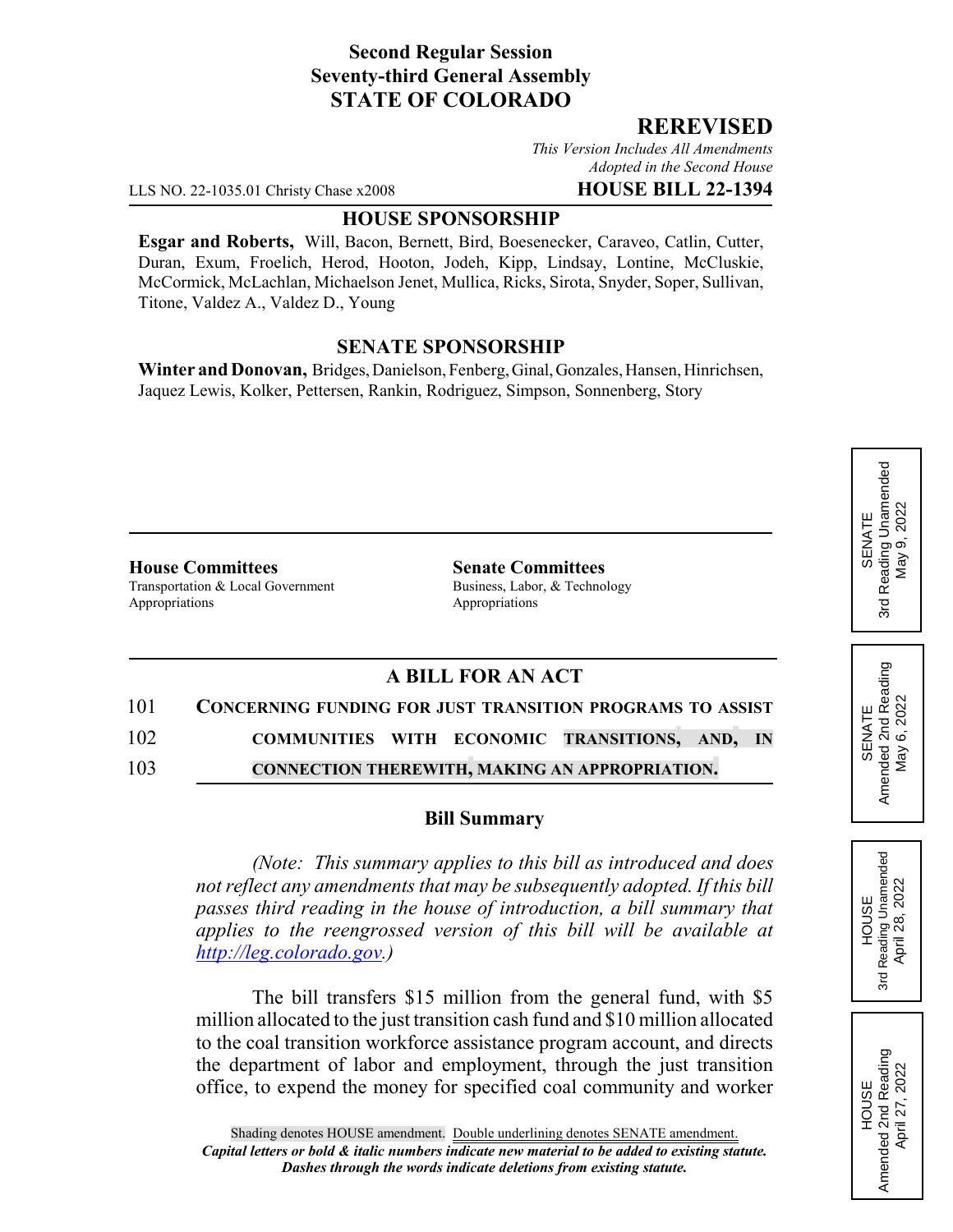**Second Regular Session**
**Seventy-third General Assembly**
**STATE OF COLORADO**

## REREVISED

*This Version Includes All Amendments Adopted in the Second House*

LLS NO. 22-1035.01 Christy Chase x2008 **HOUSE BILL 22-1394**

### HOUSE SPONSORSHIP

**Esgar and Roberts,** Will, Bacon, Bernett, Bird, Boesenecker, Caraveo, Catlin, Cutter, Duran, Exum, Froelich, Herod, Hooton, Jodeh, Kipp, Lindsay, Lontine, McCluskie, McCormick, McLachlan, Michaelson Jenet, Mullica, Ricks, Sirota, Snyder, Soper, Sullivan, Titone, Valdez A., Valdez D., Young

### SENATE SPONSORSHIP

**Winter and Donovan,** Bridges, Danielson, Fenberg, Ginal, Gonzales, Hansen, Hinrichsen, Jaquez Lewis, Kolker, Pettersen, Rankin, Rodriguez, Simpson, Sonnenberg, Story

**House Committees**
Transportation & Local Government
Appropriations

**Senate Committees**
Business, Labor, & Technology
Appropriations

SENATE 3rd Reading Unamended May 9, 2022

SENATE Amended 2nd Reading May 6, 2022

HOUSE 3rd Reading Unamended April 28, 2022

HOUSE Amended 2nd Reading April 27, 2022

### A BILL FOR AN ACT

101 **CONCERNING FUNDING FOR JUST TRANSITION PROGRAMS TO ASSIST**
102 **COMMUNITIES WITH ECONOMIC TRANSITIONS, AND, IN**
103 **CONNECTION THEREWITH, MAKING AN APPROPRIATION.**

### Bill Summary

*(Note: This summary applies to this bill as introduced and does not reflect any amendments that may be subsequently adopted. If this bill passes third reading in the house of introduction, a bill summary that applies to the reengrossed version of this bill will be available at http://leg.colorado.gov.)*

The bill transfers $15 million from the general fund, with $5 million allocated to the just transition cash fund and $10 million allocated to the coal transition workforce assistance program account, and directs the department of labor and employment, through the just transition office, to expend the money for specified coal community and worker

Shading denotes HOUSE amendment. Double underlining denotes SENATE amendment.
***Capital letters or bold & italic numbers indicate new material to be added to existing statute.***
***Dashes through the words indicate deletions from existing statute.***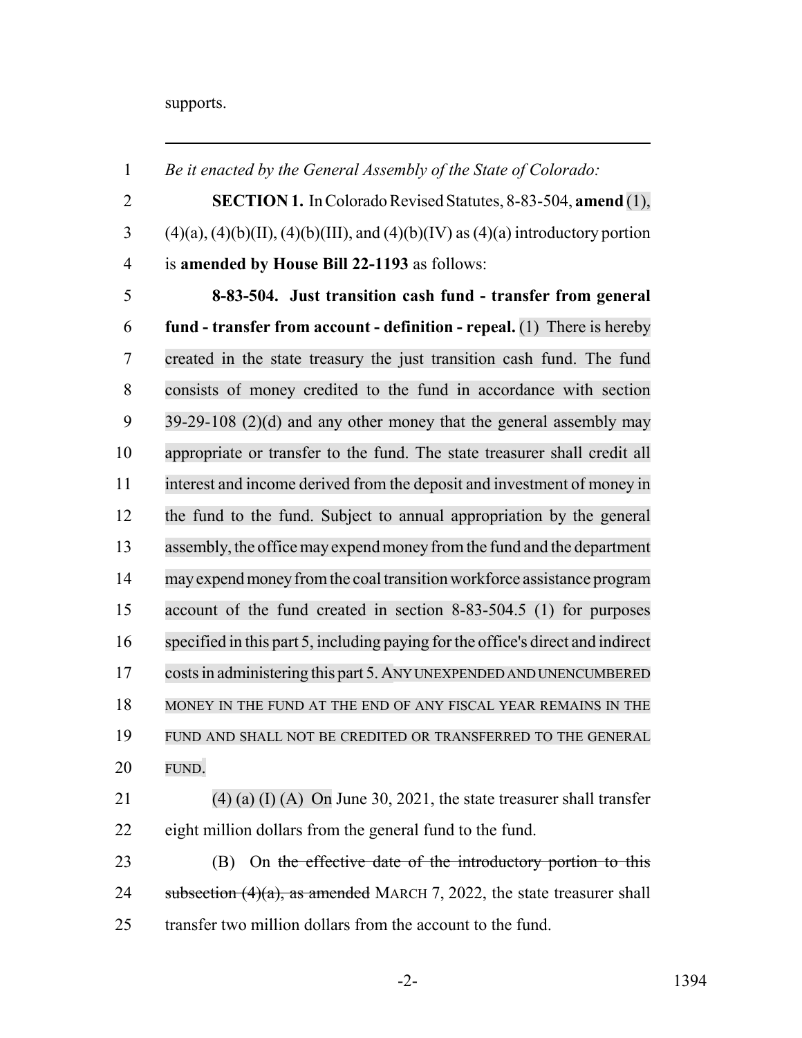supports.

---

Be it enacted by the General Assembly of the State of Colorado:

**SECTION 1.** In Colorado Revised Statutes, 8-83-504, **amend** (1), (4)(a), (4)(b)(II), (4)(b)(III), and (4)(b)(IV) as (4)(a) introductory portion is **amended by House Bill 22-1193** as follows:

**8-83-504. Just transition cash fund - transfer from general fund - transfer from account - definition - repeal.** (1) There is hereby created in the state treasury the just transition cash fund. The fund consists of money credited to the fund in accordance with section 39-29-108 (2)(d) and any other money that the general assembly may appropriate or transfer to the fund. The state treasurer shall credit all interest and income derived from the deposit and investment of money in the fund to the fund. Subject to annual appropriation by the general assembly, the office may expend money from the fund and the department may expend money from the coal transition workforce assistance program account of the fund created in section 8-83-504.5 (1) for purposes specified in this part 5, including paying for the office's direct and indirect costs in administering this part 5. ANY UNEXPENDED AND UNENCUMBERED MONEY IN THE FUND AT THE END OF ANY FISCAL YEAR REMAINS IN THE FUND AND SHALL NOT BE CREDITED OR TRANSFERRED TO THE GENERAL FUND.

(4) (a) (I) (A) On June 30, 2021, the state treasurer shall transfer eight million dollars from the general fund to the fund.

(B) On ~~the effective date of the introductory portion to this subsection (4)(a), as amended~~ MARCH 7, 2022, the state treasurer shall transfer two million dollars from the account to the fund.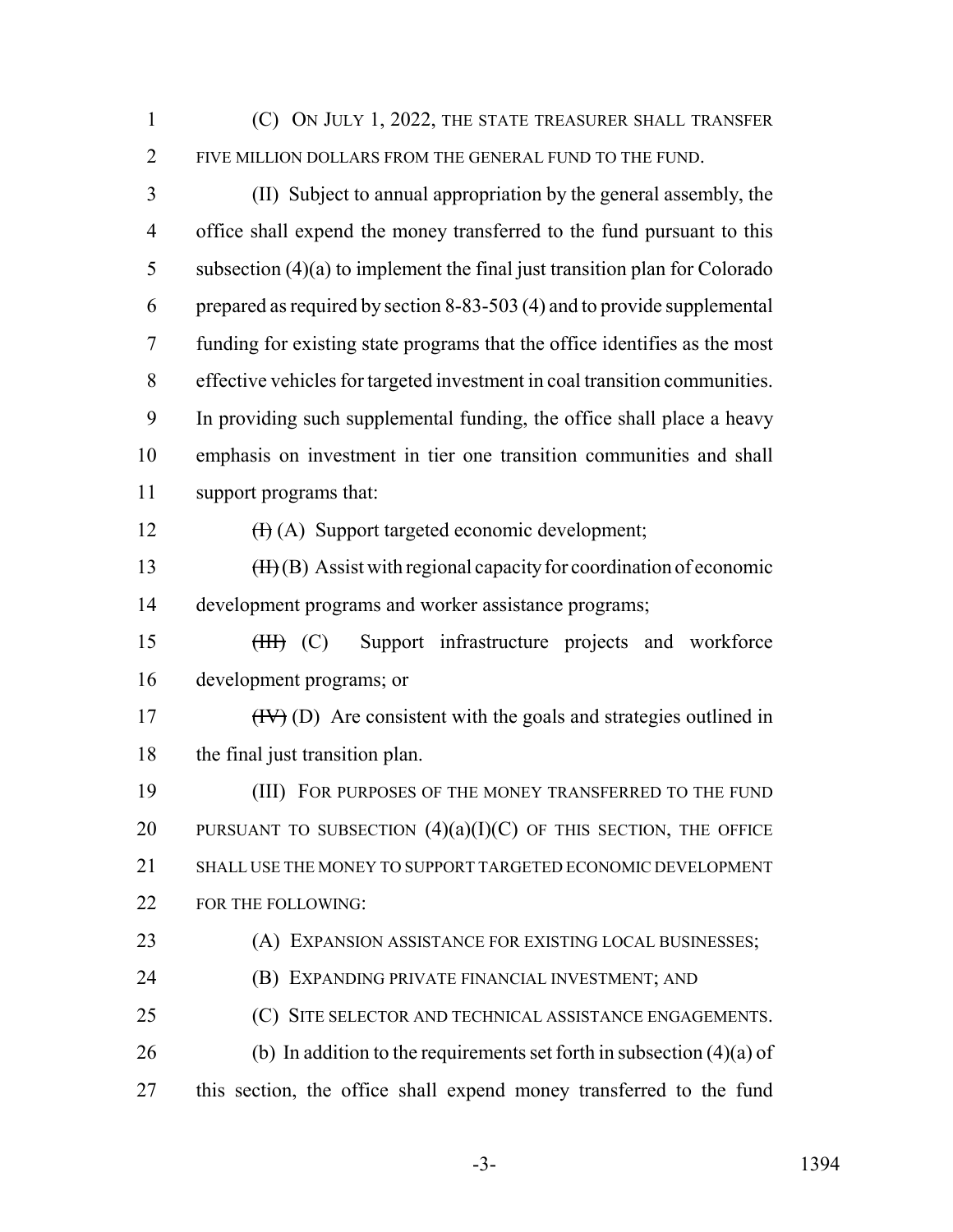(C) ON JULY 1, 2022, THE STATE TREASURER SHALL TRANSFER FIVE MILLION DOLLARS FROM THE GENERAL FUND TO THE FUND.

(II) Subject to annual appropriation by the general assembly, the office shall expend the money transferred to the fund pursuant to this subsection (4)(a) to implement the final just transition plan for Colorado prepared as required by section 8-83-503 (4) and to provide supplemental funding for existing state programs that the office identifies as the most effective vehicles for targeted investment in coal transition communities. In providing such supplemental funding, the office shall place a heavy emphasis on investment in tier one transition communities and shall support programs that:

~~(I)~~ (A) Support targeted economic development;

~~(II)~~ (B) Assist with regional capacity for coordination of economic development programs and worker assistance programs;

~~(III)~~ (C) Support infrastructure projects and workforce development programs; or

~~(IV)~~ (D) Are consistent with the goals and strategies outlined in the final just transition plan.

(III) FOR PURPOSES OF THE MONEY TRANSFERRED TO THE FUND PURSUANT TO SUBSECTION (4)(a)(I)(C) OF THIS SECTION, THE OFFICE SHALL USE THE MONEY TO SUPPORT TARGETED ECONOMIC DEVELOPMENT FOR THE FOLLOWING:

(A) EXPANSION ASSISTANCE FOR EXISTING LOCAL BUSINESSES;

(B) EXPANDING PRIVATE FINANCIAL INVESTMENT; AND

(C) SITE SELECTOR AND TECHNICAL ASSISTANCE ENGAGEMENTS.

(b) In addition to the requirements set forth in subsection (4)(a) of this section, the office shall expend money transferred to the fund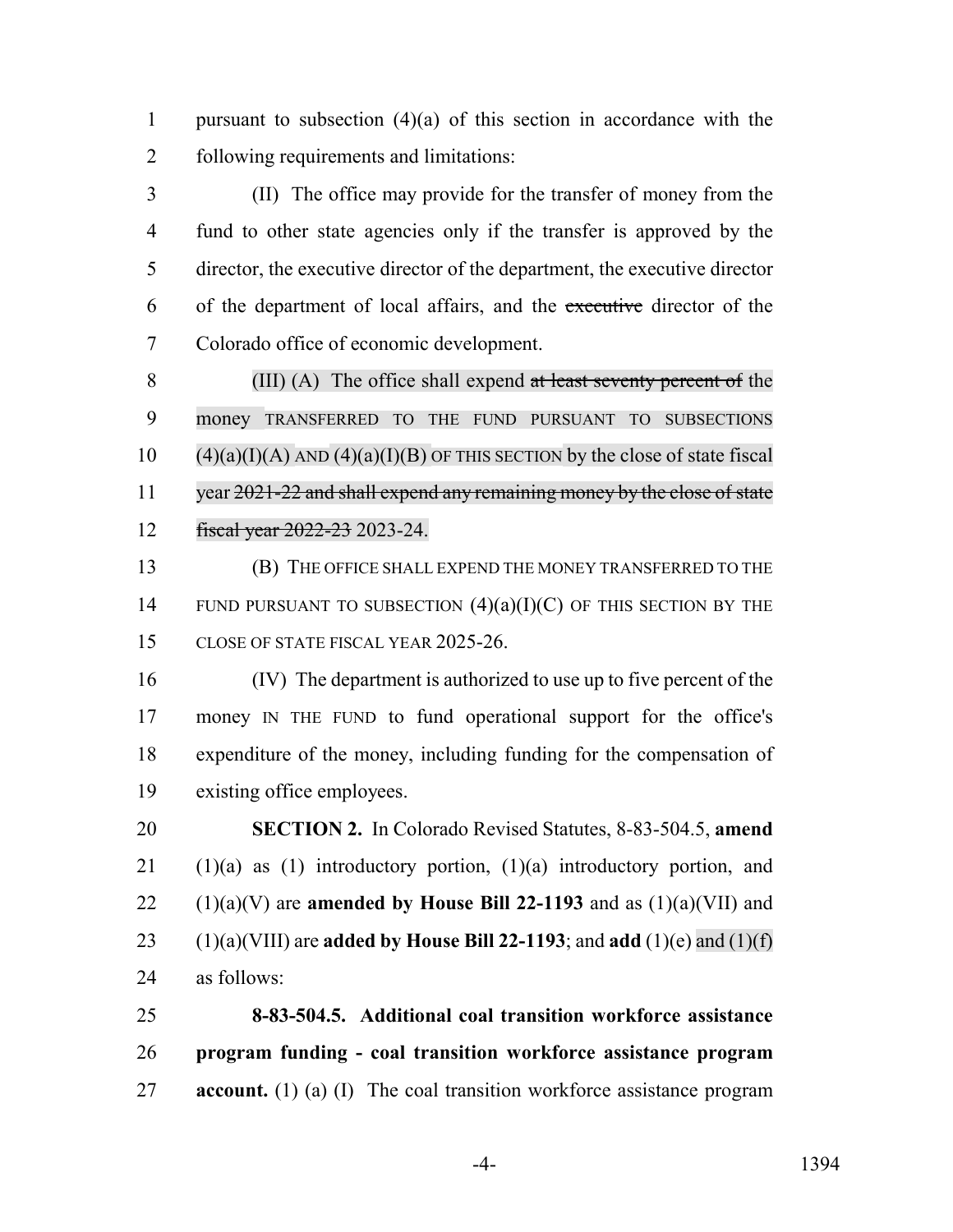pursuant to subsection (4)(a) of this section in accordance with the following requirements and limitations:

(II) The office may provide for the transfer of money from the fund to other state agencies only if the transfer is approved by the director, the executive director of the department, the executive director of the department of local affairs, and the ~~executive~~ director of the Colorado office of economic development.

(III) (A) The office shall expend ~~at least seventy percent of~~ the money TRANSFERRED TO THE FUND PURSUANT TO SUBSECTIONS (4)(a)(I)(A) AND (4)(a)(I)(B) OF THIS SECTION by the close of state fiscal year ~~2021-22 and shall expend any remaining money by the close of state fiscal year 2022-23~~ 2023-24.

(B) THE OFFICE SHALL EXPEND THE MONEY TRANSFERRED TO THE FUND PURSUANT TO SUBSECTION (4)(a)(I)(C) OF THIS SECTION BY THE CLOSE OF STATE FISCAL YEAR 2025-26.

(IV) The department is authorized to use up to five percent of the money IN THE FUND to fund operational support for the office's expenditure of the money, including funding for the compensation of existing office employees.

**SECTION 2.** In Colorado Revised Statutes, 8-83-504.5, **amend** (1)(a) as (1) introductory portion, (1)(a) introductory portion, and (1)(a)(V) are **amended by House Bill 22-1193** and as (1)(a)(VII) and (1)(a)(VIII) are **added by House Bill 22-1193**; and **add** (1)(e) and (1)(f) as follows:

**8-83-504.5. Additional coal transition workforce assistance program funding - coal transition workforce assistance program account.** (1) (a) (I) The coal transition workforce assistance program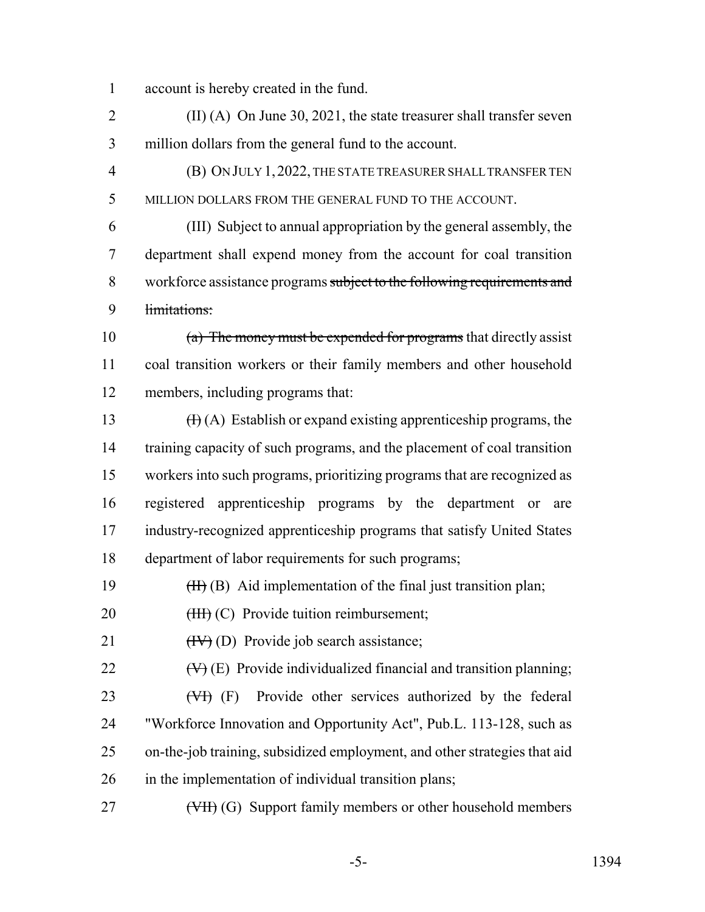account is hereby created in the fund.

(II) (A) On June 30, 2021, the state treasurer shall transfer seven million dollars from the general fund to the account.

(B) ON JULY 1, 2022, THE STATE TREASURER SHALL TRANSFER TEN MILLION DOLLARS FROM THE GENERAL FUND TO THE ACCOUNT.

(III) Subject to annual appropriation by the general assembly, the department shall expend money from the account for coal transition workforce assistance programs ~~subject to the following requirements and limitations:~~

~~(a) The money must be expended for programs~~ that directly assist coal transition workers or their family members and other household members, including programs that:

~~(I)~~ (A) Establish or expand existing apprenticeship programs, the training capacity of such programs, and the placement of coal transition workers into such programs, prioritizing programs that are recognized as registered apprenticeship programs by the department or are industry-recognized apprenticeship programs that satisfy United States department of labor requirements for such programs;

~~(II)~~ (B) Aid implementation of the final just transition plan;

~~(III)~~ (C) Provide tuition reimbursement;

~~(IV)~~ (D) Provide job search assistance;

~~(V)~~ (E) Provide individualized financial and transition planning;

~~(VI)~~ (F) Provide other services authorized by the federal "Workforce Innovation and Opportunity Act", Pub.L. 113-128, such as on-the-job training, subsidized employment, and other strategies that aid in the implementation of individual transition plans;

~~(VII)~~ (G) Support family members or other household members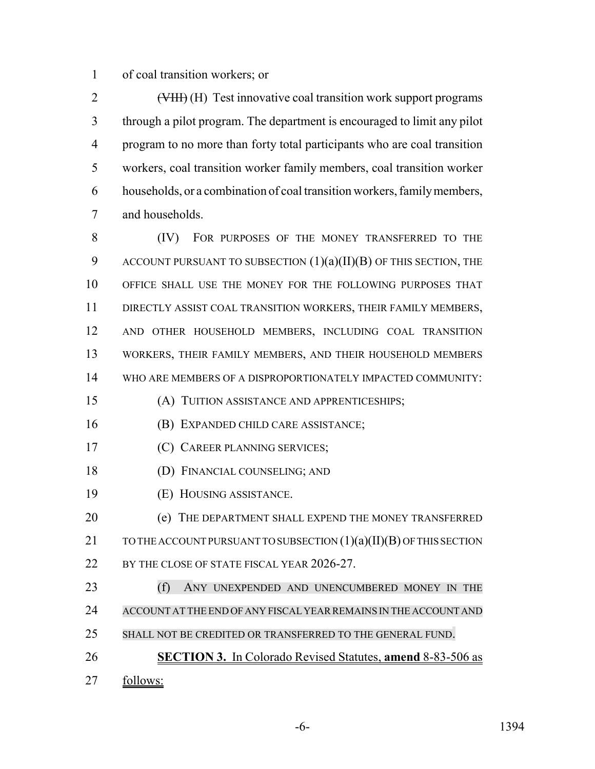of coal transition workers; or

~~(VIII)~~ (H) Test innovative coal transition work support programs through a pilot program. The department is encouraged to limit any pilot program to no more than forty total participants who are coal transition workers, coal transition worker family members, coal transition worker households, or a combination of coal transition workers, family members, and households.

(IV) FOR PURPOSES OF THE MONEY TRANSFERRED TO THE ACCOUNT PURSUANT TO SUBSECTION (1)(a)(II)(B) OF THIS SECTION, THE OFFICE SHALL USE THE MONEY FOR THE FOLLOWING PURPOSES THAT DIRECTLY ASSIST COAL TRANSITION WORKERS, THEIR FAMILY MEMBERS, AND OTHER HOUSEHOLD MEMBERS, INCLUDING COAL TRANSITION WORKERS, THEIR FAMILY MEMBERS, AND THEIR HOUSEHOLD MEMBERS WHO ARE MEMBERS OF A DISPROPORTIONATELY IMPACTED COMMUNITY:

(A) TUITION ASSISTANCE AND APPRENTICESHIPS;

(B) EXPANDED CHILD CARE ASSISTANCE;

(C) CAREER PLANNING SERVICES;

(D) FINANCIAL COUNSELING; AND

(E) HOUSING ASSISTANCE.

(e) THE DEPARTMENT SHALL EXPEND THE MONEY TRANSFERRED TO THE ACCOUNT PURSUANT TO SUBSECTION (1)(a)(II)(B) OF THIS SECTION BY THE CLOSE OF STATE FISCAL YEAR 2026-27.

(f) ANY UNEXPENDED AND UNENCUMBERED MONEY IN THE ACCOUNT AT THE END OF ANY FISCAL YEAR REMAINS IN THE ACCOUNT AND SHALL NOT BE CREDITED OR TRANSFERRED TO THE GENERAL FUND.

**SECTION 3.** In Colorado Revised Statutes, **amend** 8-83-506 as follows: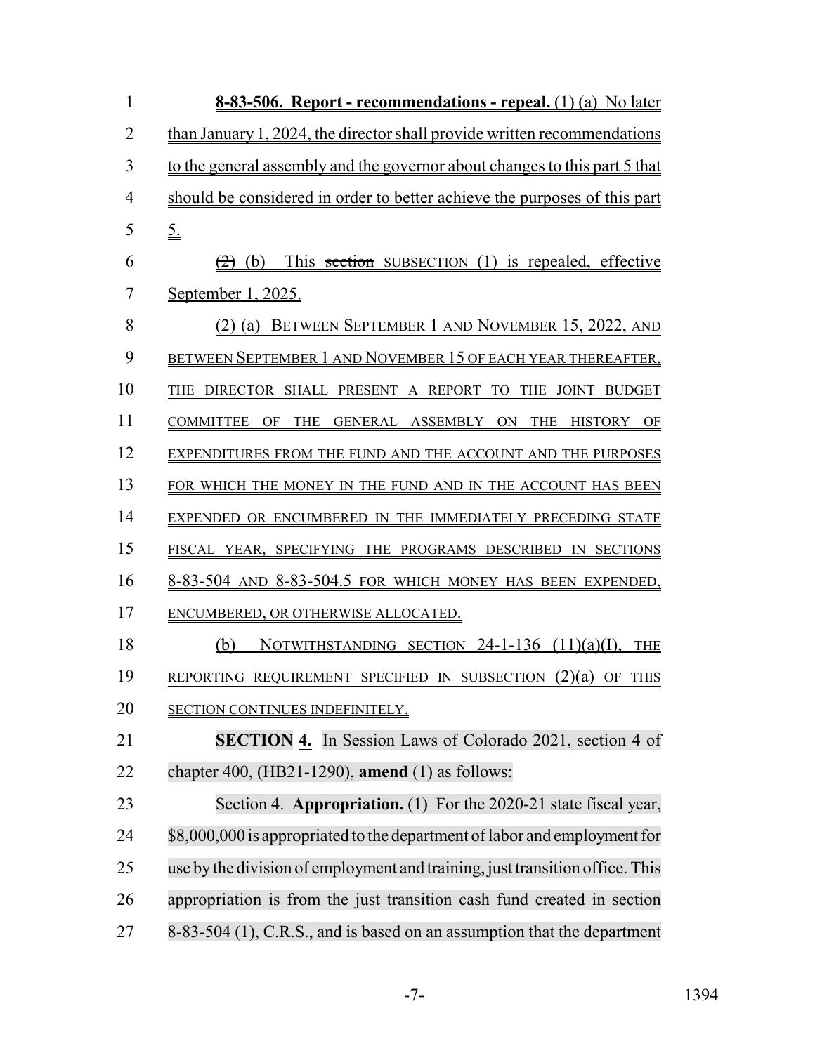**8-83-506. Report - recommendations - repeal.** (1) (a) No later than January 1, 2024, the director shall provide written recommendations to the general assembly and the governor about changes to this part 5 that should be considered in order to better achieve the purposes of this part 5.

~~(2)~~ (b) This ~~section~~ SUBSECTION (1) is repealed, effective September 1, 2025.

(2) (a) BETWEEN SEPTEMBER 1 AND NOVEMBER 15, 2022, AND BETWEEN SEPTEMBER 1 AND NOVEMBER 15 OF EACH YEAR THEREAFTER, THE DIRECTOR SHALL PRESENT A REPORT TO THE JOINT BUDGET COMMITTEE OF THE GENERAL ASSEMBLY ON THE HISTORY OF EXPENDITURES FROM THE FUND AND THE ACCOUNT AND THE PURPOSES FOR WHICH THE MONEY IN THE FUND AND IN THE ACCOUNT HAS BEEN EXPENDED OR ENCUMBERED IN THE IMMEDIATELY PRECEDING STATE FISCAL YEAR, SPECIFYING THE PROGRAMS DESCRIBED IN SECTIONS 8-83-504 AND 8-83-504.5 FOR WHICH MONEY HAS BEEN EXPENDED, ENCUMBERED, OR OTHERWISE ALLOCATED.

(b) NOTWITHSTANDING SECTION 24-1-136 (11)(a)(I), THE REPORTING REQUIREMENT SPECIFIED IN SUBSECTION (2)(a) OF THIS SECTION CONTINUES INDEFINITELY.

**SECTION 4.** In Session Laws of Colorado 2021, section 4 of chapter 400, (HB21-1290), **amend** (1) as follows:

Section 4. **Appropriation.** (1) For the 2020-21 state fiscal year, $8,000,000 is appropriated to the department of labor and employment for use by the division of employment and training, just transition office. This appropriation is from the just transition cash fund created in section 8-83-504 (1), C.R.S., and is based on an assumption that the department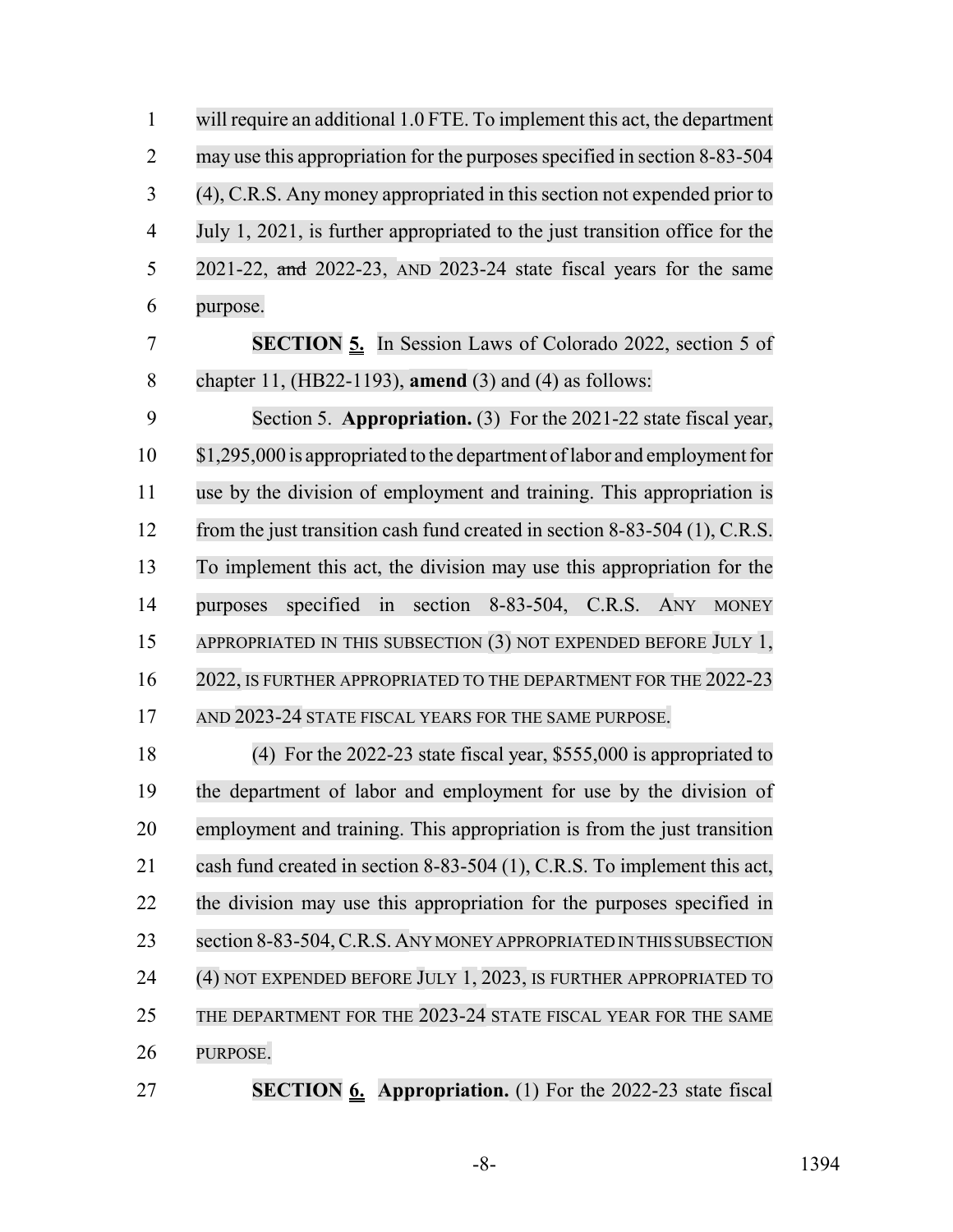will require an additional 1.0 FTE. To implement this act, the department may use this appropriation for the purposes specified in section 8-83-504 (4), C.R.S. Any money appropriated in this section not expended prior to July 1, 2021, is further appropriated to the just transition office for the 2021-22, ~~and~~ 2022-23, AND 2023-24 state fiscal years for the same purpose.

**SECTION 5.** In Session Laws of Colorado 2022, section 5 of chapter 11, (HB22-1193), **amend** (3) and (4) as follows:

Section 5. **Appropriation.** (3) For the 2021-22 state fiscal year, $1,295,000 is appropriated to the department of labor and employment for use by the division of employment and training. This appropriation is from the just transition cash fund created in section 8-83-504 (1), C.R.S. To implement this act, the division may use this appropriation for the purposes specified in section 8-83-504, C.R.S. ANY MONEY APPROPRIATED IN THIS SUBSECTION (3) NOT EXPENDED BEFORE JULY 1, 2022, IS FURTHER APPROPRIATED TO THE DEPARTMENT FOR THE 2022-23 AND 2023-24 STATE FISCAL YEARS FOR THE SAME PURPOSE.

(4) For the 2022-23 state fiscal year, $555,000 is appropriated to the department of labor and employment for use by the division of employment and training. This appropriation is from the just transition cash fund created in section 8-83-504 (1), C.R.S. To implement this act, the division may use this appropriation for the purposes specified in section 8-83-504, C.R.S. ANY MONEY APPROPRIATED IN THIS SUBSECTION (4) NOT EXPENDED BEFORE JULY 1, 2023, IS FURTHER APPROPRIATED TO THE DEPARTMENT FOR THE 2023-24 STATE FISCAL YEAR FOR THE SAME PURPOSE.

**SECTION 6.** **Appropriation.** (1) For the 2022-23 state fiscal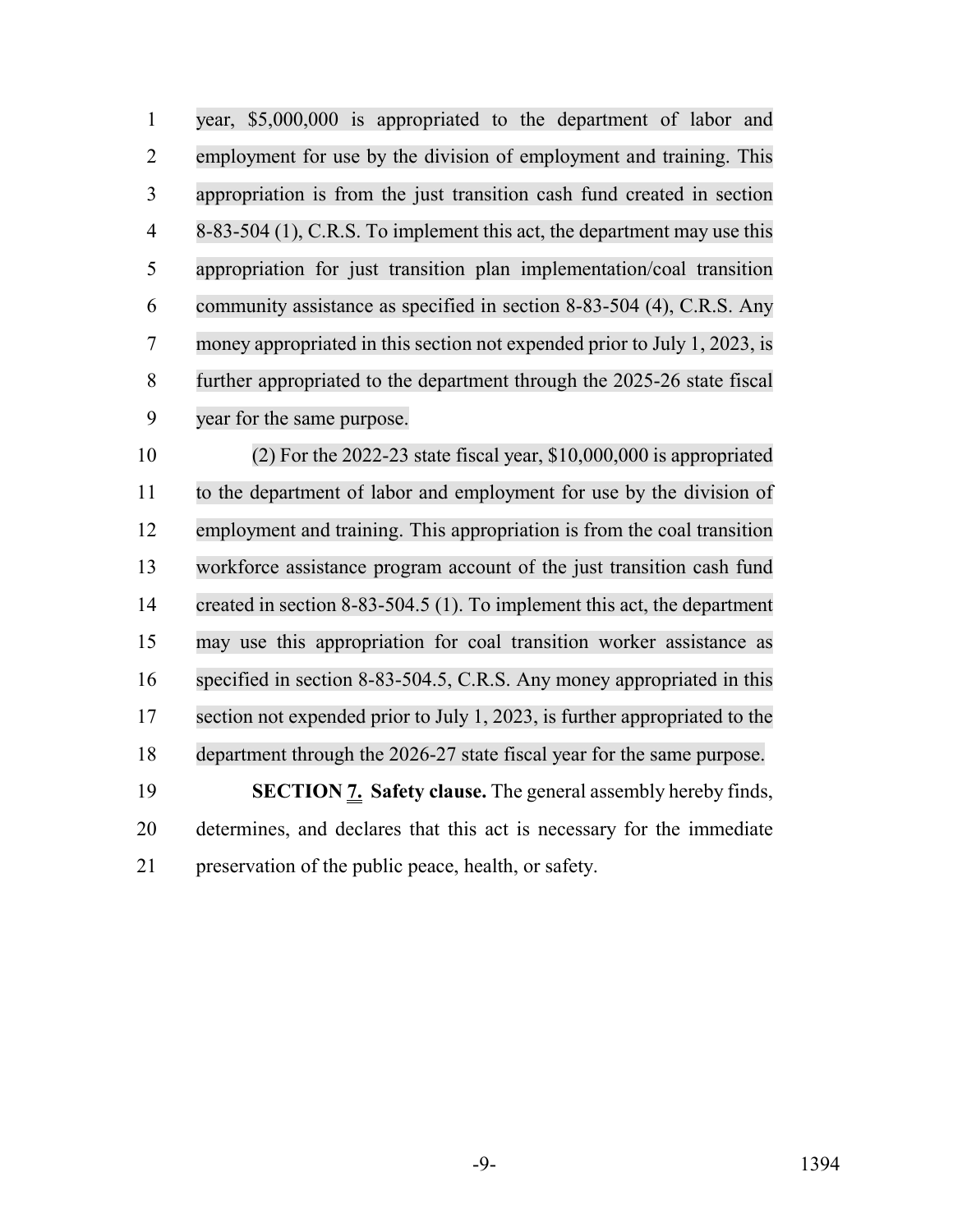year, $5,000,000 is appropriated to the department of labor and employment for use by the division of employment and training. This appropriation is from the just transition cash fund created in section 8-83-504 (1), C.R.S. To implement this act, the department may use this appropriation for just transition plan implementation/coal transition community assistance as specified in section 8-83-504 (4), C.R.S. Any money appropriated in this section not expended prior to July 1, 2023, is further appropriated to the department through the 2025-26 state fiscal year for the same purpose.

(2) For the 2022-23 state fiscal year, $10,000,000 is appropriated to the department of labor and employment for use by the division of employment and training. This appropriation is from the coal transition workforce assistance program account of the just transition cash fund created in section 8-83-504.5 (1). To implement this act, the department may use this appropriation for coal transition worker assistance as specified in section 8-83-504.5, C.R.S. Any money appropriated in this section not expended prior to July 1, 2023, is further appropriated to the department through the 2026-27 state fiscal year for the same purpose.

**SECTION 7. Safety clause.** The general assembly hereby finds, determines, and declares that this act is necessary for the immediate preservation of the public peace, health, or safety.